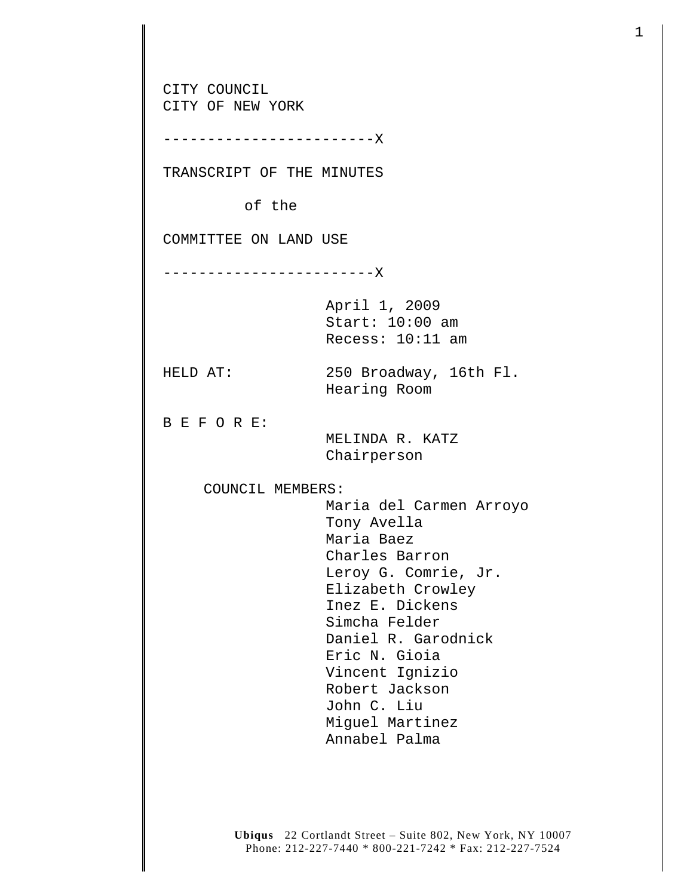CITY COUNCIL
CITY OF NEW YORK

------------------------X

TRANSCRIPT OF THE MINUTES

of the

COMMITTEE ON LAND USE

------------------------X

April 1, 2009
Start: 10:00 am
Recess: 10:11 am

HELD AT: 250 Broadway, 16th Fl.
Hearing Room

B E F O R E:

MELINDA R. KATZ
Chairperson

COUNCIL MEMBERS:

Maria del Carmen Arroyo
Tony Avella
Maria Baez
Charles Barron
Leroy G. Comrie, Jr.
Elizabeth Crowley
Inez E. Dickens
Simcha Felder
Daniel R. Garodnick
Eric N. Gioia
Vincent Ignizio
Robert Jackson
John C. Liu
Miguel Martinez
Annabel Palma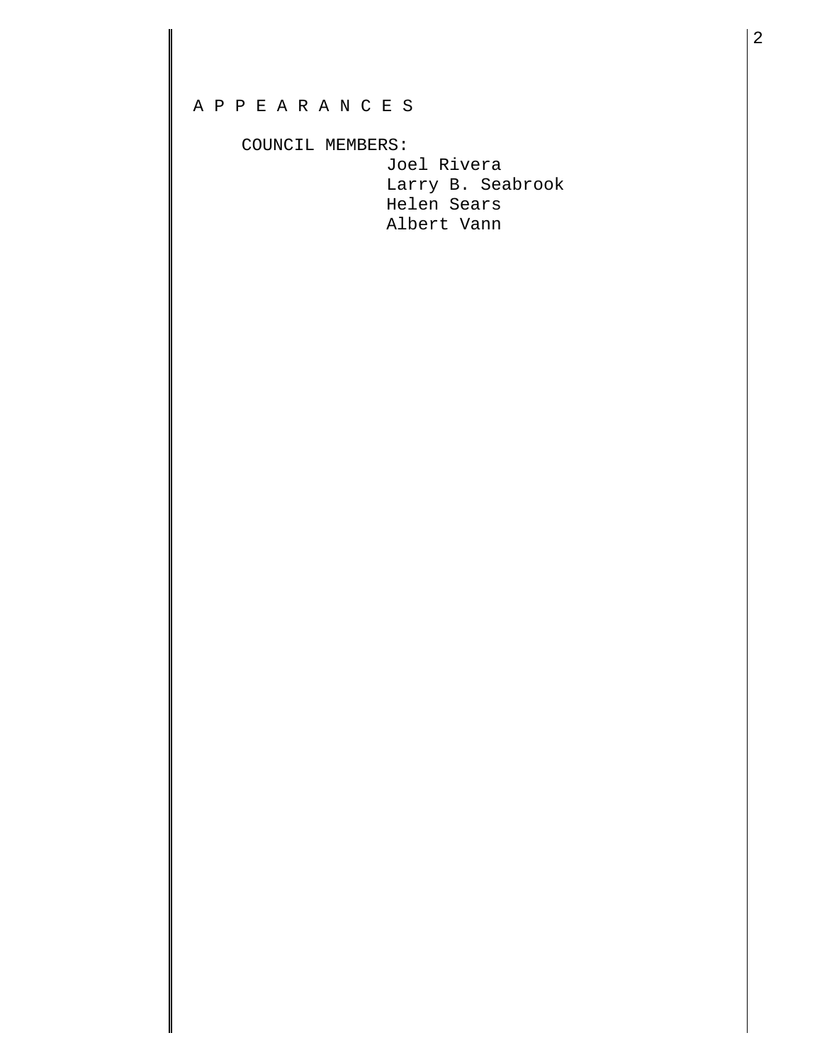A P P E A R A N C E S

COUNCIL MEMBERS:

Joel Rivera
Larry B. Seabrook
Helen Sears
Albert Vann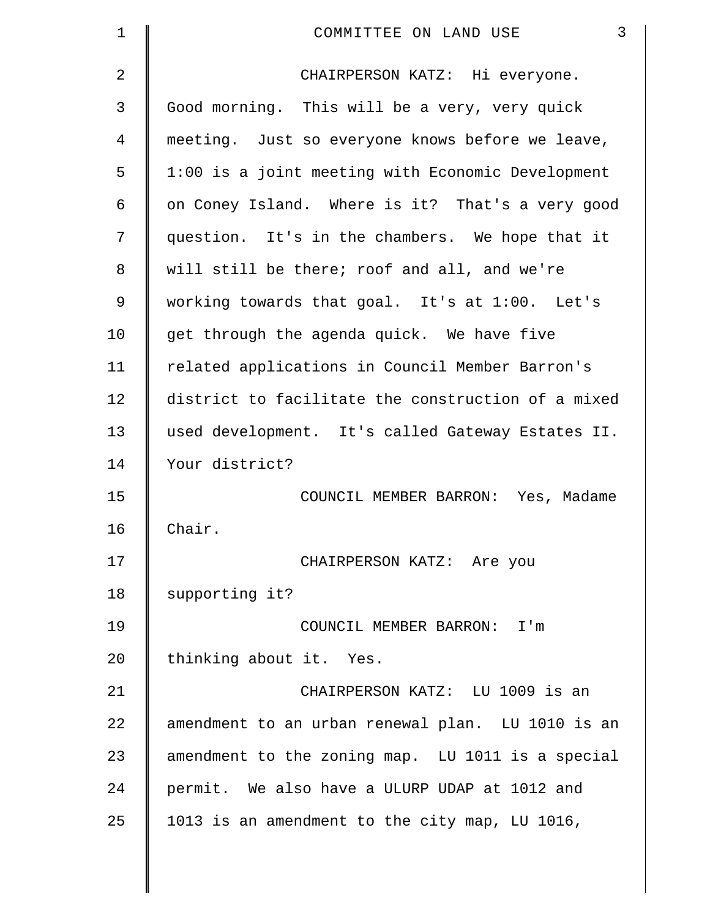CHAIRPERSON KATZ: Hi everyone. Good morning. This will be a very, very quick meeting. Just so everyone knows before we leave, 1:00 is a joint meeting with Economic Development on Coney Island. Where is it? That's a very good question. It's in the chambers. We hope that it will still be there; roof and all, and we're working towards that goal. It's at 1:00. Let's get through the agenda quick. We have five related applications in Council Member Barron's district to facilitate the construction of a mixed used development. It's called Gateway Estates II. Your district?

COUNCIL MEMBER BARRON: Yes, Madame Chair.

CHAIRPERSON KATZ: Are you supporting it?

COUNCIL MEMBER BARRON: I'm thinking about it. Yes.

CHAIRPERSON KATZ: LU 1009 is an amendment to an urban renewal plan. LU 1010 is an amendment to the zoning map. LU 1011 is a special permit. We also have a ULURP UDAP at 1012 and 1013 is an amendment to the city map, LU 1016,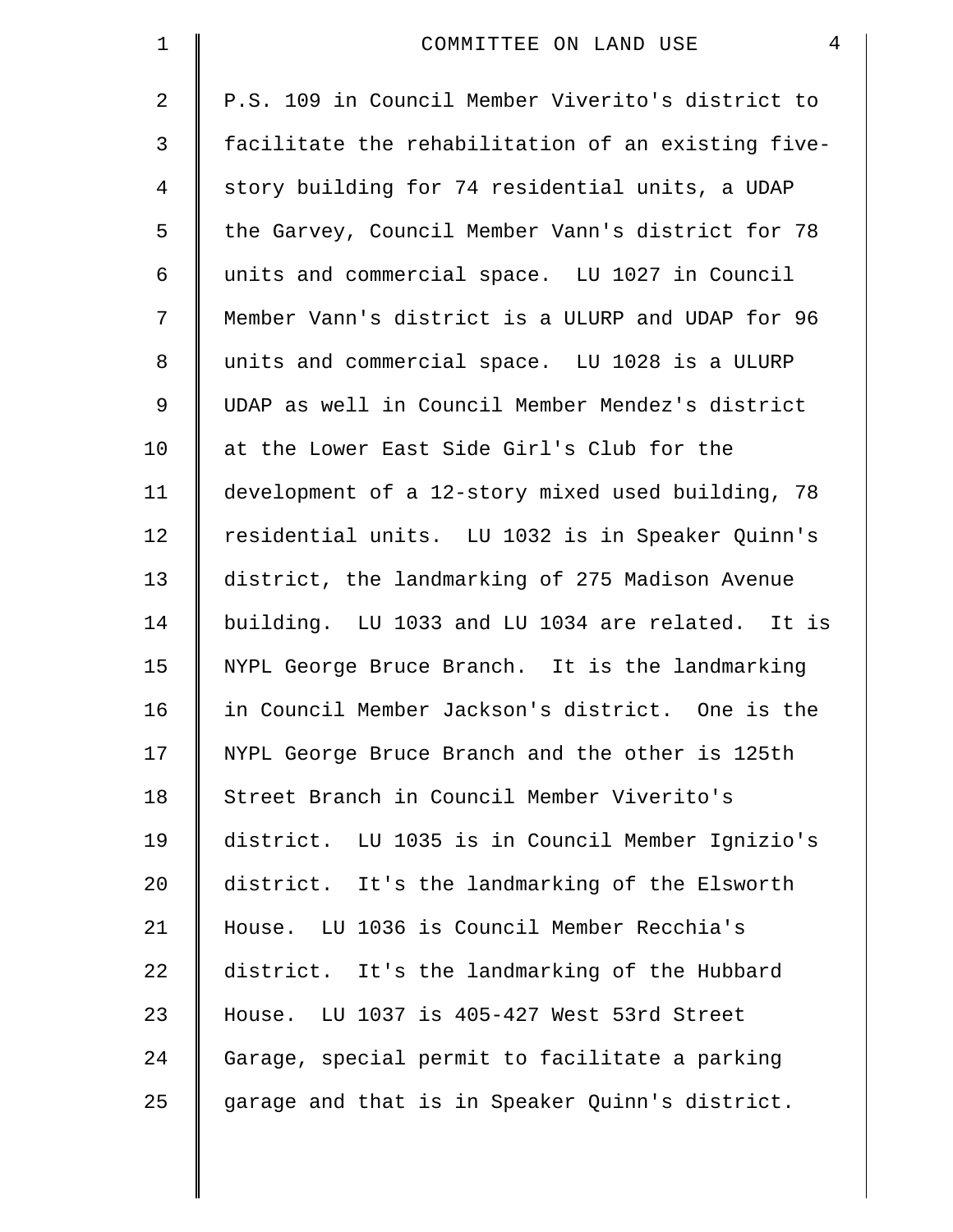P.S. 109 in Council Member Viverito's district to facilitate the rehabilitation of an existing five-story building for 74 residential units, a UDAP the Garvey, Council Member Vann's district for 78 units and commercial space. LU 1027 in Council Member Vann's district is a ULURP and UDAP for 96 units and commercial space. LU 1028 is a ULURP UDAP as well in Council Member Mendez's district at the Lower East Side Girl's Club for the development of a 12-story mixed used building, 78 residential units. LU 1032 is in Speaker Quinn's district, the landmarking of 275 Madison Avenue building. LU 1033 and LU 1034 are related. It is NYPL George Bruce Branch. It is the landmarking in Council Member Jackson's district. One is the NYPL George Bruce Branch and the other is 125th Street Branch in Council Member Viverito's district. LU 1035 is in Council Member Ignizio's district. It's the landmarking of the Elsworth House. LU 1036 is Council Member Recchia's district. It's the landmarking of the Hubbard House. LU 1037 is 405-427 West 53rd Street Garage, special permit to facilitate a parking garage and that is in Speaker Quinn's district.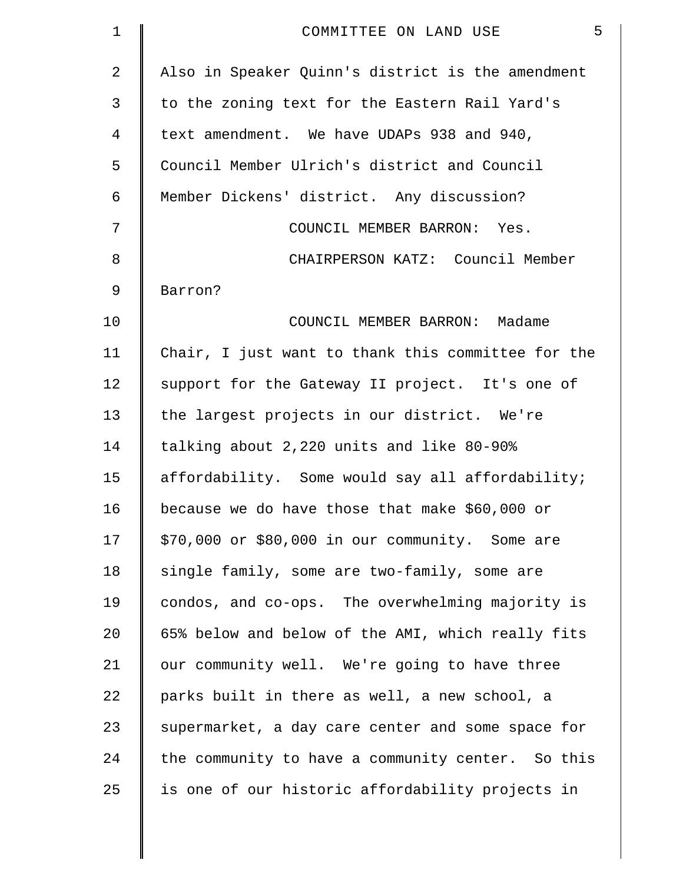Also in Speaker Quinn's district is the amendment to the zoning text for the Eastern Rail Yard's text amendment. We have UDAPs 938 and 940, Council Member Ulrich's district and Council Member Dickens' district. Any discussion?

COUNCIL MEMBER BARRON: Yes.

CHAIRPERSON KATZ: Council Member Barron?

COUNCIL MEMBER BARRON: Madame Chair, I just want to thank this committee for the support for the Gateway II project. It's one of the largest projects in our district. We're talking about 2,220 units and like 80-90% affordability. Some would say all affordability; because we do have those that make $60,000 or $70,000 or $80,000 in our community. Some are single family, some are two-family, some are condos, and co-ops. The overwhelming majority is 65% below and below of the AMI, which really fits our community well. We're going to have three parks built in there as well, a new school, a supermarket, a day care center and some space for the community to have a community center. So this is one of our historic affordability projects in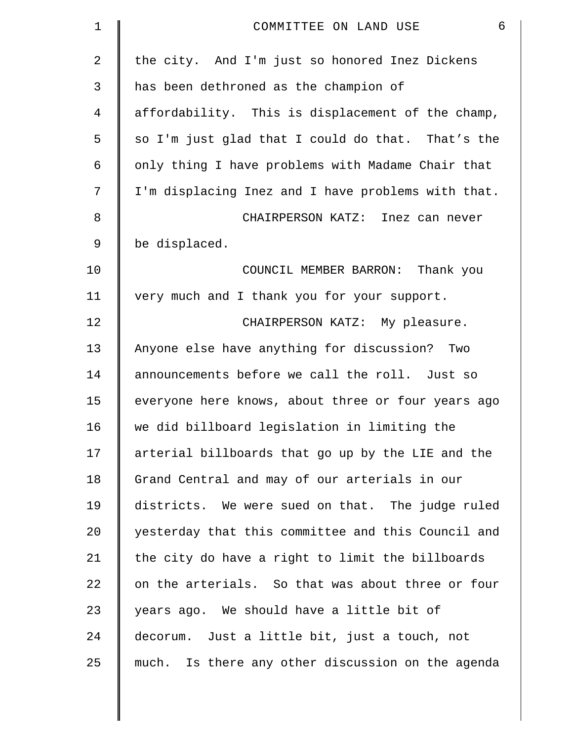the city. And I'm just so honored Inez Dickens has been dethroned as the champion of affordability. This is displacement of the champ, so I'm just glad that I could do that. That's the only thing I have problems with Madame Chair that I'm displacing Inez and I have problems with that.

CHAIRPERSON KATZ: Inez can never be displaced.

COUNCIL MEMBER BARRON: Thank you very much and I thank you for your support.

CHAIRPERSON KATZ: My pleasure. Anyone else have anything for discussion? Two announcements before we call the roll. Just so everyone here knows, about three or four years ago we did billboard legislation in limiting the arterial billboards that go up by the LIE and the Grand Central and may of our arterials in our districts. We were sued on that. The judge ruled yesterday that this committee and this Council and the city do have a right to limit the billboards on the arterials. So that was about three or four years ago. We should have a little bit of decorum. Just a little bit, just a touch, not much. Is there any other discussion on the agenda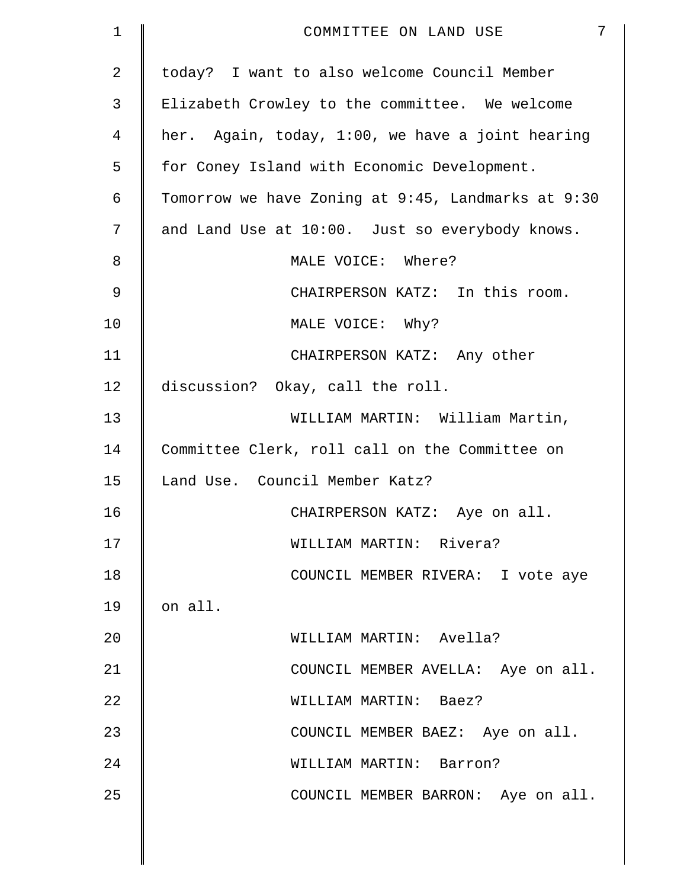today? I want to also welcome Council Member Elizabeth Crowley to the committee. We welcome her. Again, today, 1:00, we have a joint hearing for Coney Island with Economic Development. Tomorrow we have Zoning at 9:45, Landmarks at 9:30 and Land Use at 10:00. Just so everybody knows.

MALE VOICE: Where?

CHAIRPERSON KATZ: In this room.

MALE VOICE: Why?

CHAIRPERSON KATZ: Any other discussion? Okay, call the roll.

WILLIAM MARTIN: William Martin, Committee Clerk, roll call on the Committee on Land Use. Council Member Katz?

CHAIRPERSON KATZ: Aye on all.

WILLIAM MARTIN: Rivera?

COUNCIL MEMBER RIVERA: I vote aye on all.

WILLIAM MARTIN: Avella?

COUNCIL MEMBER AVELLA: Aye on all.

WILLIAM MARTIN: Baez?

COUNCIL MEMBER BAEZ: Aye on all.

WILLIAM MARTIN: Barron?

COUNCIL MEMBER BARRON: Aye on all.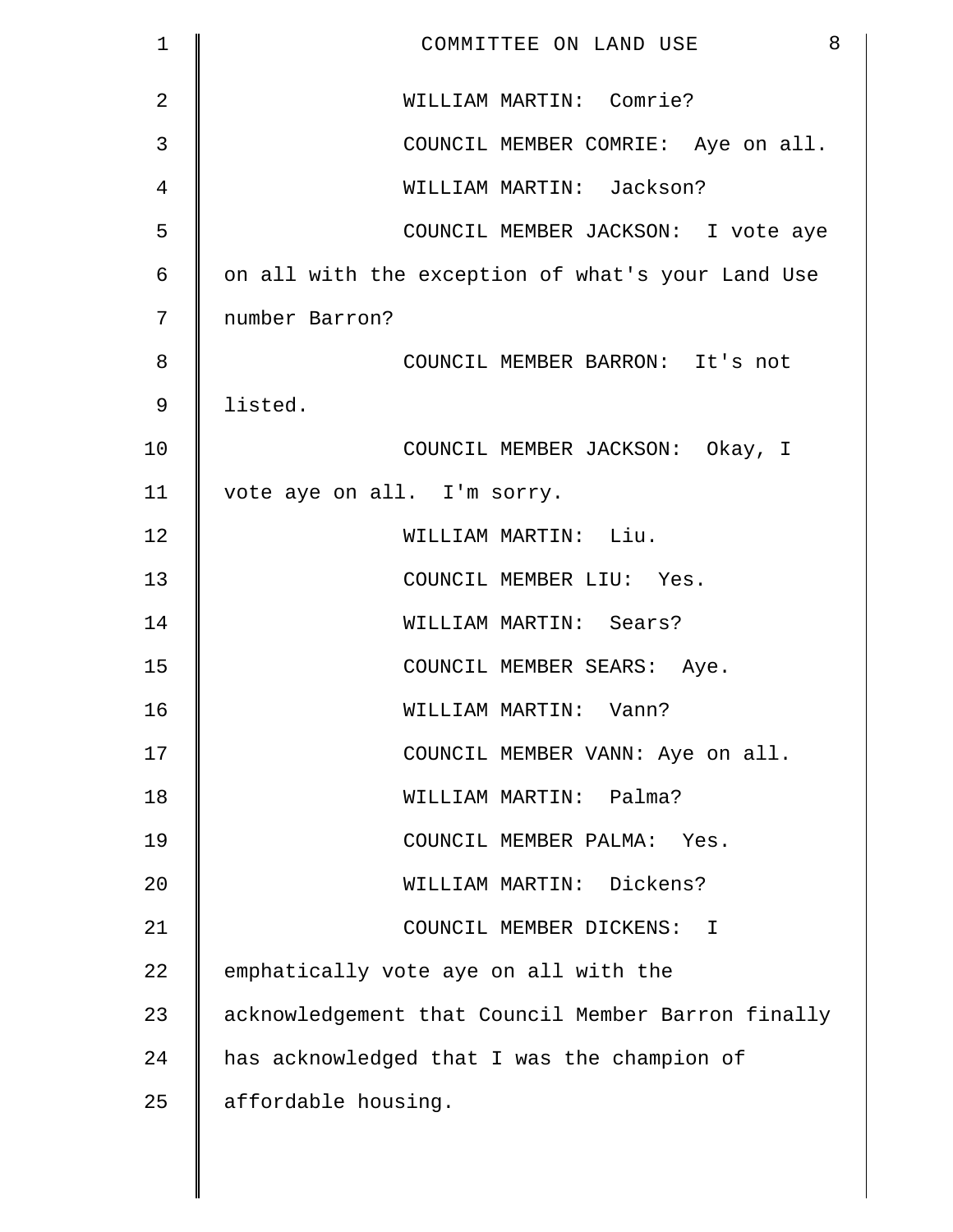WILLIAM MARTIN: Comrie?

COUNCIL MEMBER COMRIE: Aye on all.

WILLIAM MARTIN: Jackson?

COUNCIL MEMBER JACKSON: I vote aye on all with the exception of what's your Land Use number Barron?

COUNCIL MEMBER BARRON: It's not listed.

COUNCIL MEMBER JACKSON: Okay, I vote aye on all. I'm sorry.

WILLIAM MARTIN: Liu.

COUNCIL MEMBER LIU: Yes.

WILLIAM MARTIN: Sears?

COUNCIL MEMBER SEARS: Aye.

WILLIAM MARTIN: Vann?

COUNCIL MEMBER VANN: Aye on all.

WILLIAM MARTIN: Palma?

COUNCIL MEMBER PALMA: Yes.

WILLIAM MARTIN: Dickens?

COUNCIL MEMBER DICKENS: I emphatically vote aye on all with the acknowledgement that Council Member Barron finally has acknowledged that I was the champion of affordable housing.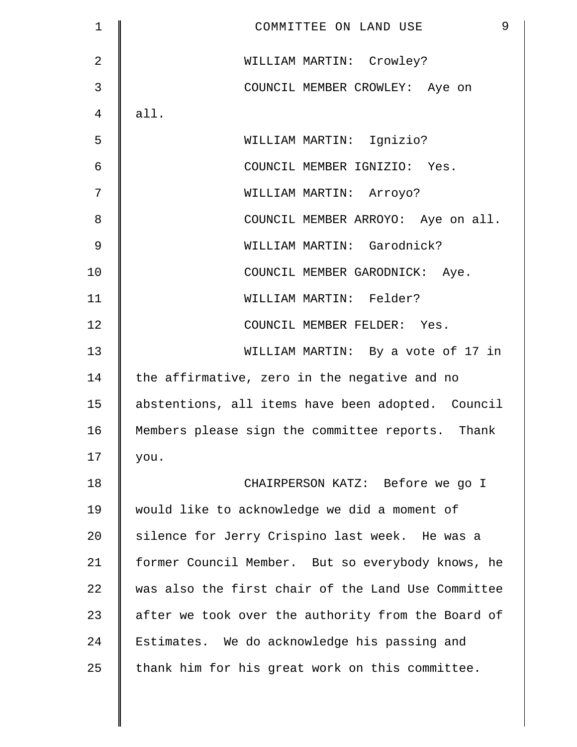WILLIAM MARTIN: Crowley?

COUNCIL MEMBER CROWLEY: Aye on all.

WILLIAM MARTIN: Ignizio?

COUNCIL MEMBER IGNIZIO: Yes.

WILLIAM MARTIN: Arroyo?

COUNCIL MEMBER ARROYO: Aye on all.

WILLIAM MARTIN: Garodnick?

COUNCIL MEMBER GARODNICK: Aye.

WILLIAM MARTIN: Felder?

COUNCIL MEMBER FELDER: Yes.

WILLIAM MARTIN: By a vote of 17 in the affirmative, zero in the negative and no abstentions, all items have been adopted. Council Members please sign the committee reports. Thank you.

CHAIRPERSON KATZ: Before we go I would like to acknowledge we did a moment of silence for Jerry Crispino last week. He was a former Council Member. But so everybody knows, he was also the first chair of the Land Use Committee after we took over the authority from the Board of Estimates. We do acknowledge his passing and thank him for his great work on this committee.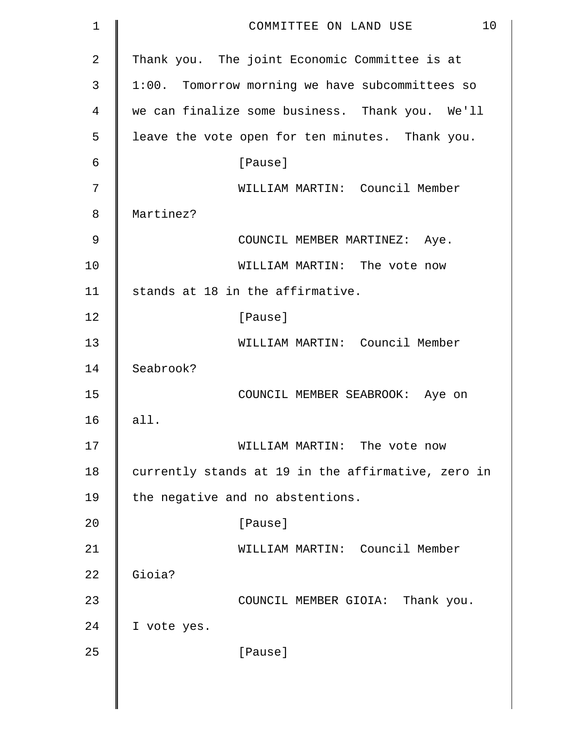Thank you. The joint Economic Committee is at 1:00. Tomorrow morning we have subcommittees so we can finalize some business. Thank you. We'll leave the vote open for ten minutes. Thank you.

[Pause]

WILLIAM MARTIN: Council Member Martinez?

COUNCIL MEMBER MARTINEZ: Aye.

WILLIAM MARTIN: The vote now stands at 18 in the affirmative.

[Pause]

WILLIAM MARTIN: Council Member Seabrook?

COUNCIL MEMBER SEABROOK: Aye on all.

WILLIAM MARTIN: The vote now currently stands at 19 in the affirmative, zero in the negative and no abstentions.

[Pause]

WILLIAM MARTIN: Council Member Gioia?

COUNCIL MEMBER GIOIA: Thank you. I vote yes.

[Pause]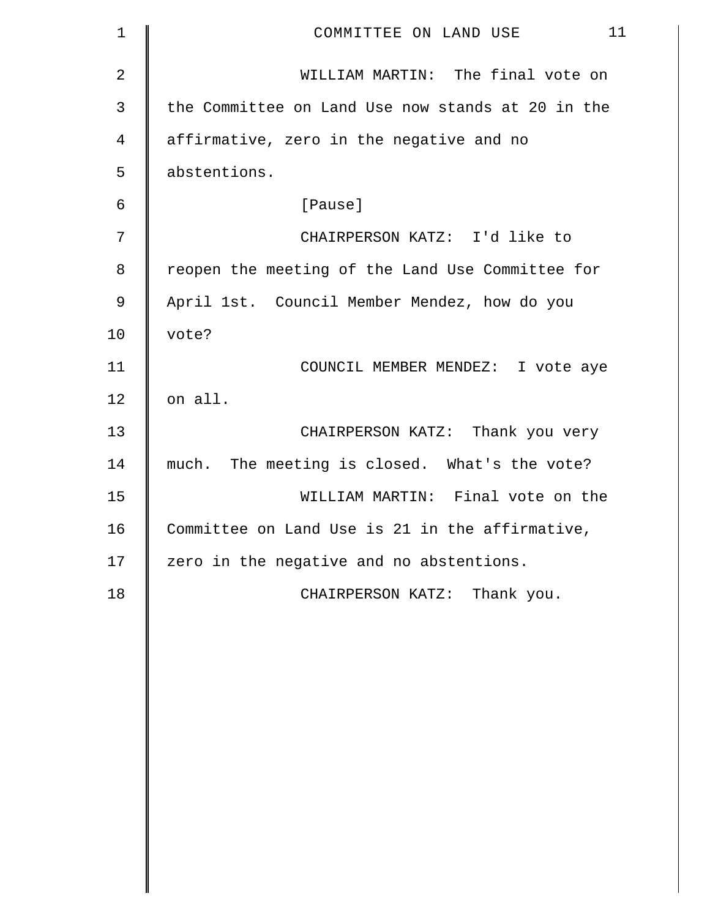WILLIAM MARTIN: The final vote on the Committee on Land Use now stands at 20 in the affirmative, zero in the negative and no abstentions.

[Pause]

CHAIRPERSON KATZ: I'd like to reopen the meeting of the Land Use Committee for April 1st. Council Member Mendez, how do you vote?

COUNCIL MEMBER MENDEZ: I vote aye on all.

CHAIRPERSON KATZ: Thank you very much. The meeting is closed. What's the vote?

WILLIAM MARTIN: Final vote on the Committee on Land Use is 21 in the affirmative, zero in the negative and no abstentions.

CHAIRPERSON KATZ: Thank you.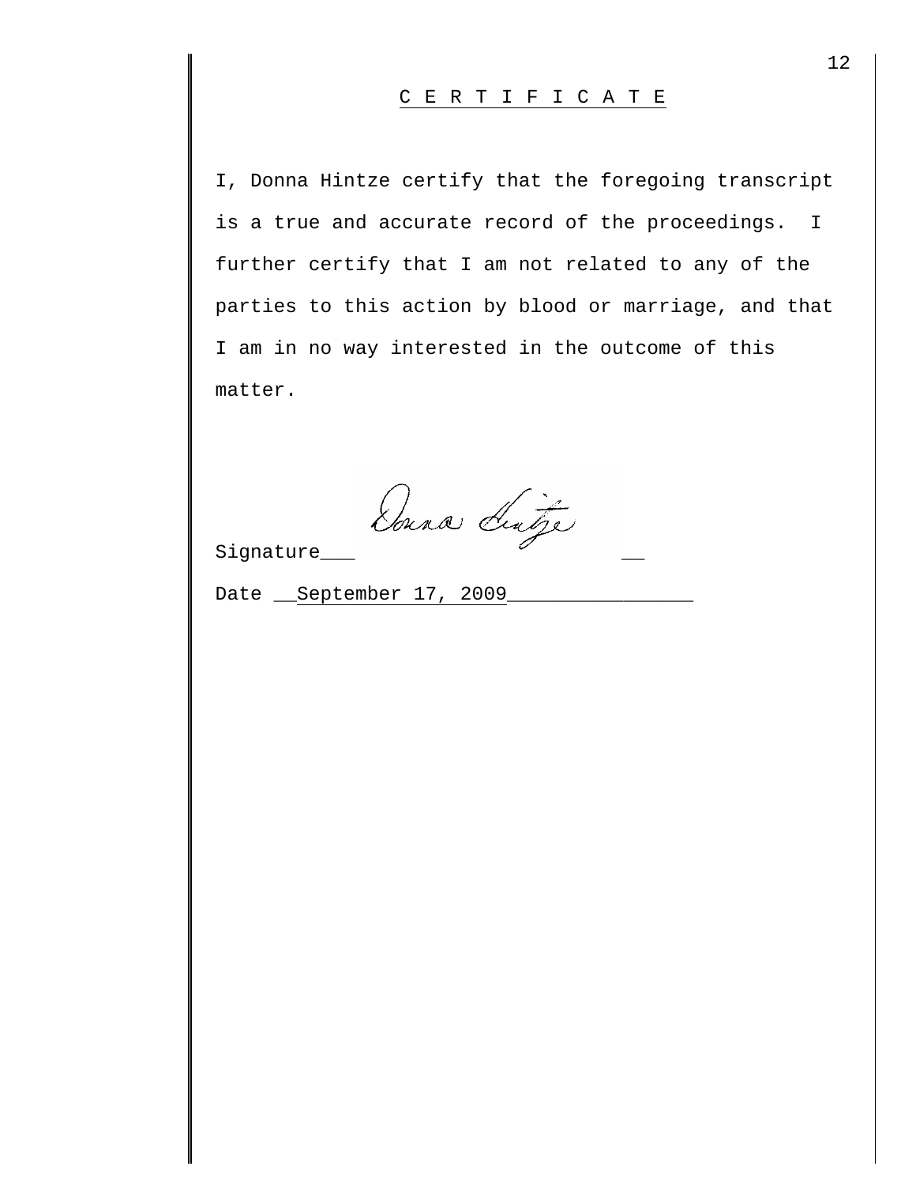# C E R T I F I C A T E

I, Donna Hintze certify that the foregoing transcript is a true and accurate record of the proceedings. I further certify that I am not related to any of the parties to this action by blood or marriage, and that I am in no way interested in the outcome of this matter.

Signature___ Donna Hintze __

Date __September 17, 2009________________